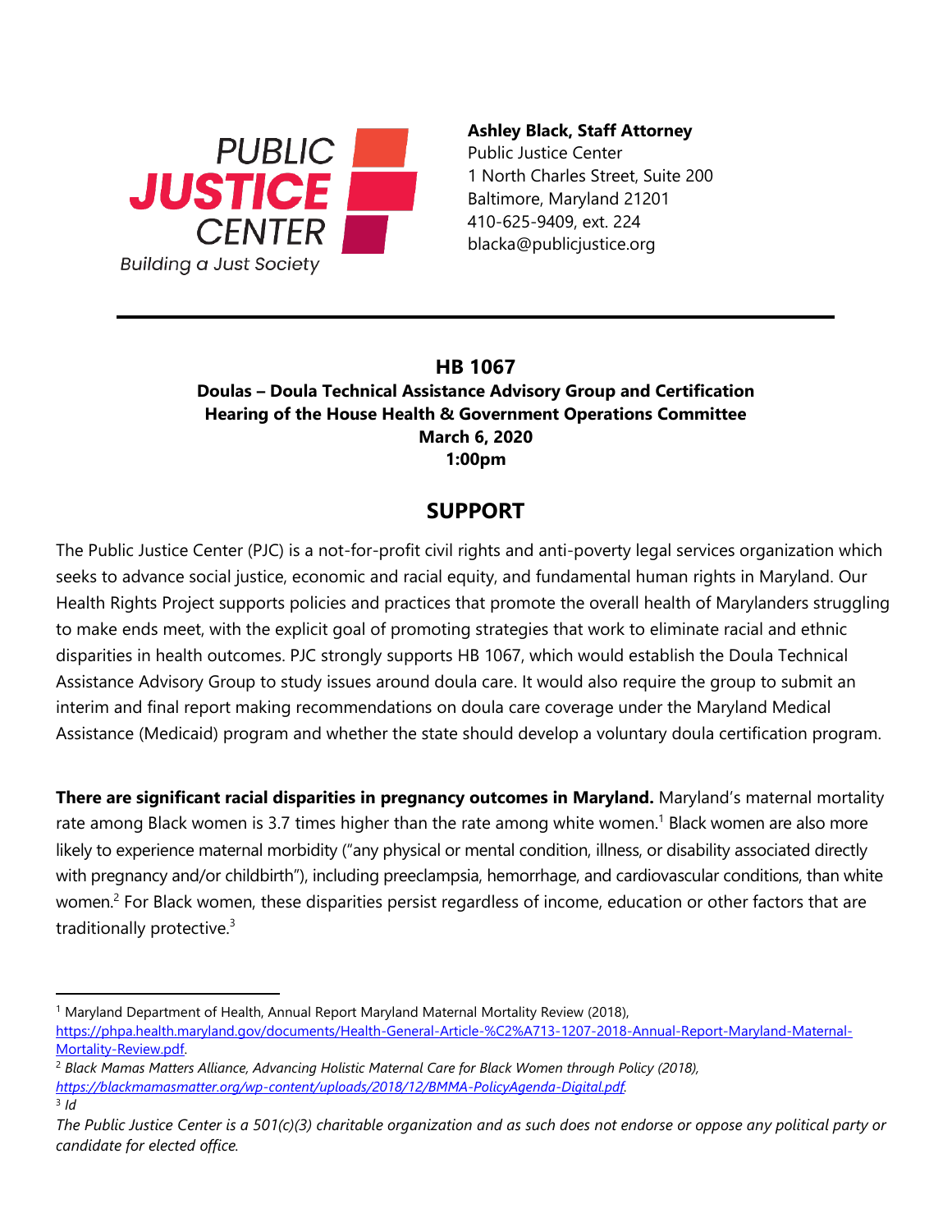PUBLIC JUSTICE CENTER
Building a Just Society

**Ashley Black, Staff Attorney**
Public Justice Center
1 North Charles Street, Suite 200
Baltimore, Maryland 21201
410-625-9409, ext. 224
blacka@publicjustice.org

---

**HB 1067**
**Doulas – Doula Technical Assistance Advisory Group and Certification**
**Hearing of the House Health & Government Operations Committee**
**March 6, 2020**
**1:00pm**

## SUPPORT

The Public Justice Center (PJC) is a not-for-profit civil rights and anti-poverty legal services organization which seeks to advance social justice, economic and racial equity, and fundamental human rights in Maryland. Our Health Rights Project supports policies and practices that promote the overall health of Marylanders struggling to make ends meet, with the explicit goal of promoting strategies that work to eliminate racial and ethnic disparities in health outcomes. PJC strongly supports HB 1067, which would establish the Doula Technical Assistance Advisory Group to study issues around doula care. It would also require the group to submit an interim and final report making recommendations on doula care coverage under the Maryland Medical Assistance (Medicaid) program and whether the state should develop a voluntary doula certification program.

**There are significant racial disparities in pregnancy outcomes in Maryland.** Maryland's maternal mortality rate among Black women is 3.7 times higher than the rate among white women.[1] Black women are also more likely to experience maternal morbidity ("any physical or mental condition, illness, or disability associated directly with pregnancy and/or childbirth"), including preeclampsia, hemorrhage, and cardiovascular conditions, than white women.[2] For Black women, these disparities persist regardless of income, education or other factors that are traditionally protective.[3]

---

[1] Maryland Department of Health, Annual Report Maryland Maternal Mortality Review (2018), https://phpa.health.maryland.gov/documents/Health-General-Article-%C2%A713-1207-2018-Annual-Report-Maryland-Maternal-Mortality-Review.pdf.

[2] *Black Mamas Matters Alliance, Advancing Holistic Maternal Care for Black Women through Policy (2018), https://blackmamasmatter.org/wp-content/uploads/2018/12/BMMA-PolicyAgenda-Digital.pdf.*

[3] *Id*

*The Public Justice Center is a 501(c)(3) charitable organization and as such does not endorse or oppose any political party or candidate for elected office.*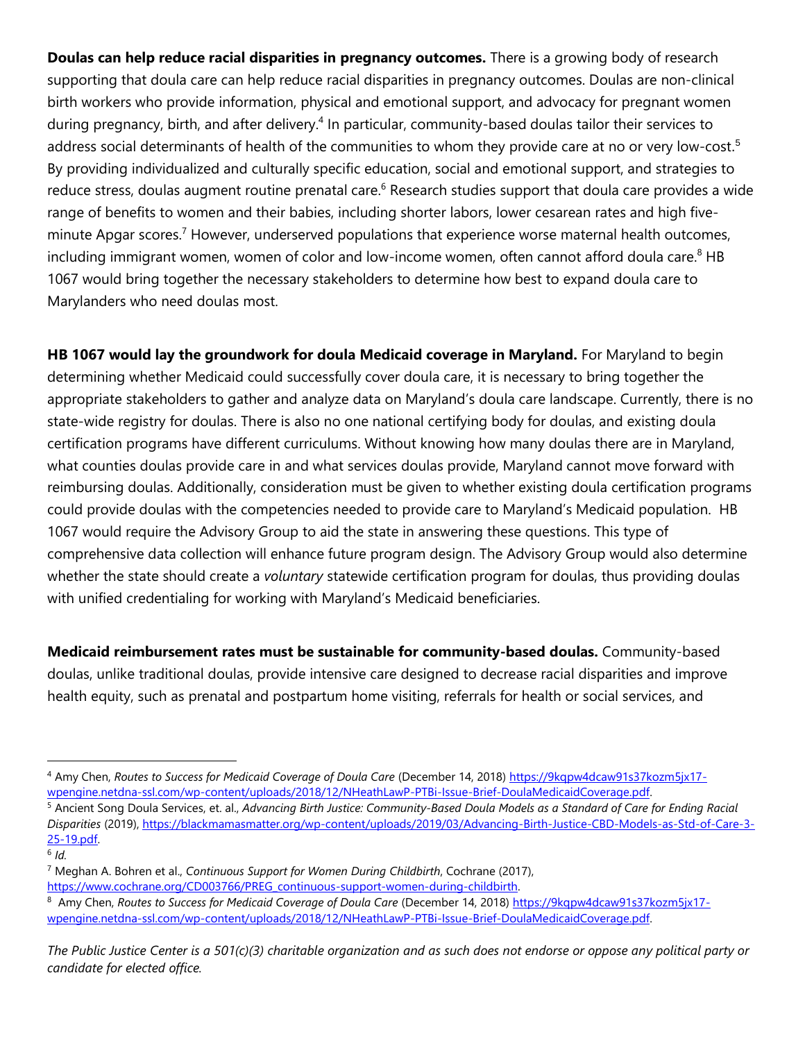**Doulas can help reduce racial disparities in pregnancy outcomes.** There is a growing body of research supporting that doula care can help reduce racial disparities in pregnancy outcomes. Doulas are non-clinical birth workers who provide information, physical and emotional support, and advocacy for pregnant women during pregnancy, birth, and after delivery.[4] In particular, community-based doulas tailor their services to address social determinants of health of the communities to whom they provide care at no or very low-cost.[5] By providing individualized and culturally specific education, social and emotional support, and strategies to reduce stress, doulas augment routine prenatal care.[6] Research studies support that doula care provides a wide range of benefits to women and their babies, including shorter labors, lower cesarean rates and high five-minute Apgar scores.[7] However, underserved populations that experience worse maternal health outcomes, including immigrant women, women of color and low-income women, often cannot afford doula care.[8] HB 1067 would bring together the necessary stakeholders to determine how best to expand doula care to Marylanders who need doulas most.

**HB 1067 would lay the groundwork for doula Medicaid coverage in Maryland.** For Maryland to begin determining whether Medicaid could successfully cover doula care, it is necessary to bring together the appropriate stakeholders to gather and analyze data on Maryland's doula care landscape. Currently, there is no state-wide registry for doulas. There is also no one national certifying body for doulas, and existing doula certification programs have different curriculums. Without knowing how many doulas there are in Maryland, what counties doulas provide care in and what services doulas provide, Maryland cannot move forward with reimbursing doulas. Additionally, consideration must be given to whether existing doula certification programs could provide doulas with the competencies needed to provide care to Maryland's Medicaid population. HB 1067 would require the Advisory Group to aid the state in answering these questions. This type of comprehensive data collection will enhance future program design. The Advisory Group would also determine whether the state should create a *voluntary* statewide certification program for doulas, thus providing doulas with unified credentialing for working with Maryland's Medicaid beneficiaries.

**Medicaid reimbursement rates must be sustainable for community-based doulas.** Community-based doulas, unlike traditional doulas, provide intensive care designed to decrease racial disparities and improve health equity, such as prenatal and postpartum home visiting, referrals for health or social services, and

---

[4] Amy Chen, *Routes to Success for Medicaid Coverage of Doula Care* (December 14, 2018) https://9kqpw4dcaw91s37kozm5jx17-wpengine.netdna-ssl.com/wp-content/uploads/2018/12/NHeathLawP-PTBi-Issue-Brief-DoulaMedicaidCoverage.pdf.

[5] Ancient Song Doula Services, et. al., *Advancing Birth Justice: Community-Based Doula Models as a Standard of Care for Ending Racial Disparities* (2019), https://blackmamasmatter.org/wp-content/uploads/2019/03/Advancing-Birth-Justice-CBD-Models-as-Std-of-Care-3-25-19.pdf.

[6] *Id.*

[7] Meghan A. Bohren et al., *Continuous Support for Women During Childbirth*, Cochrane (2017), https://www.cochrane.org/CD003766/PREG_continuous-support-women-during-childbirth.

[8] Amy Chen, *Routes to Success for Medicaid Coverage of Doula Care* (December 14, 2018) https://9kqpw4dcaw91s37kozm5jx17-wpengine.netdna-ssl.com/wp-content/uploads/2018/12/NHeathLawP-PTBi-Issue-Brief-DoulaMedicaidCoverage.pdf.

*The Public Justice Center is a 501(c)(3) charitable organization and as such does not endorse or oppose any political party or candidate for elected office.*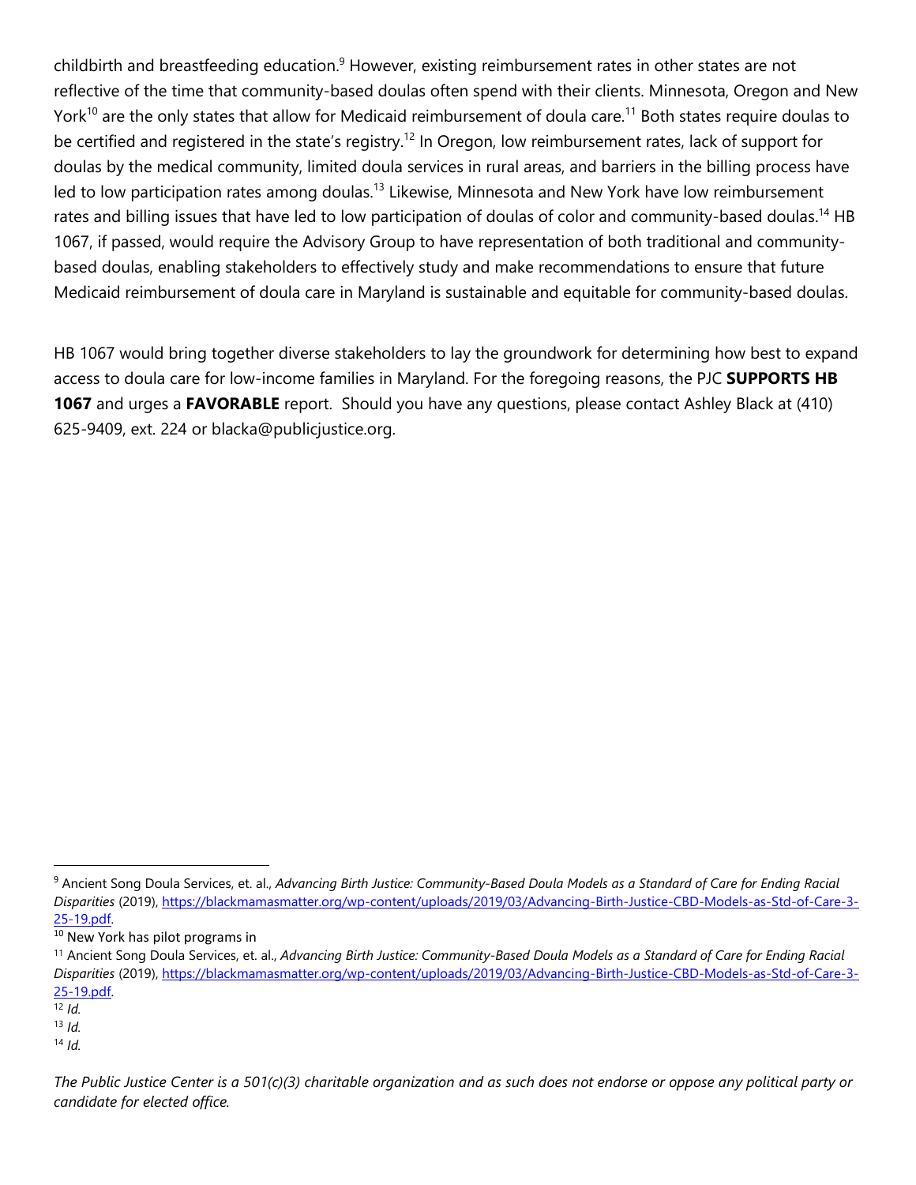childbirth and breastfeeding education.[9] However, existing reimbursement rates in other states are not reflective of the time that community-based doulas often spend with their clients. Minnesota, Oregon and New York[10] are the only states that allow for Medicaid reimbursement of doula care.[11] Both states require doulas to be certified and registered in the state's registry.[12] In Oregon, low reimbursement rates, lack of support for doulas by the medical community, limited doula services in rural areas, and barriers in the billing process have led to low participation rates among doulas.[13] Likewise, Minnesota and New York have low reimbursement rates and billing issues that have led to low participation of doulas of color and community-based doulas.[14] HB 1067, if passed, would require the Advisory Group to have representation of both traditional and community-based doulas, enabling stakeholders to effectively study and make recommendations to ensure that future Medicaid reimbursement of doula care in Maryland is sustainable and equitable for community-based doulas.

HB 1067 would bring together diverse stakeholders to lay the groundwork for determining how best to expand access to doula care for low-income families in Maryland. For the foregoing reasons, the PJC **SUPPORTS HB 1067** and urges a **FAVORABLE** report. Should you have any questions, please contact Ashley Black at (410) 625-9409, ext. 224 or blacka@publicjustice.org.

---

[9] Ancient Song Doula Services, et. al., *Advancing Birth Justice: Community-Based Doula Models as a Standard of Care for Ending Racial Disparities* (2019), https://blackmamasmatter.org/wp-content/uploads/2019/03/Advancing-Birth-Justice-CBD-Models-as-Std-of-Care-3-25-19.pdf.

[10] New York has pilot programs in

[11] Ancient Song Doula Services, et. al., *Advancing Birth Justice: Community-Based Doula Models as a Standard of Care for Ending Racial Disparities* (2019), https://blackmamasmatter.org/wp-content/uploads/2019/03/Advancing-Birth-Justice-CBD-Models-as-Std-of-Care-3-25-19.pdf.

[12] *Id.*

[13] *Id.*

[14] *Id.*

*The Public Justice Center is a 501(c)(3) charitable organization and as such does not endorse or oppose any political party or candidate for elected office.*